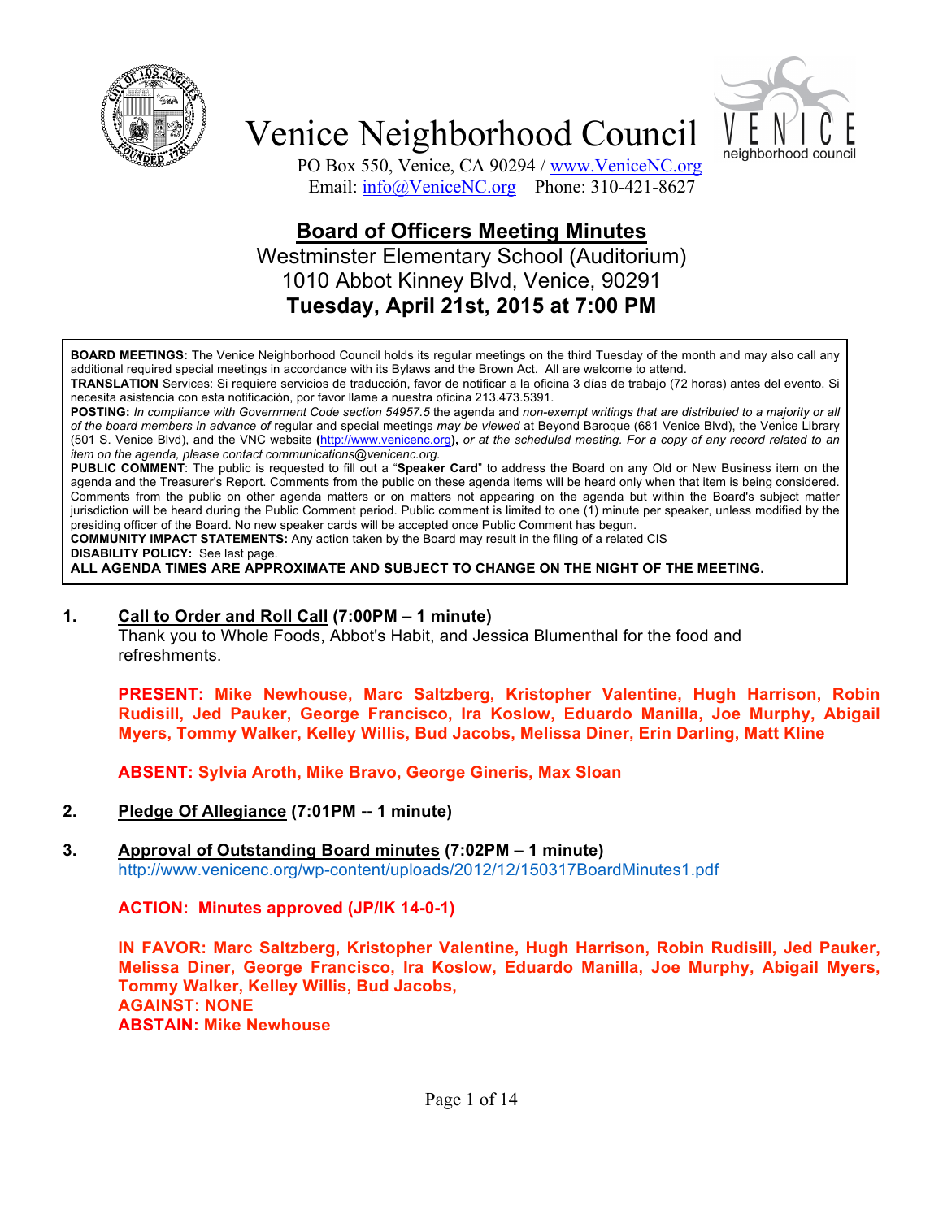# Venice Neighborhood Council

PO Box 550, Venice, CA 90294 / www.VeniceNC.org
Email: info@VeniceNC.org Phone: 310-421-8627

## Board of Officers Meeting Minutes

Westminster Elementary School (Auditorium)
1010 Abbot Kinney Blvd, Venice, 90291
**Tuesday, April 21st, 2015 at 7:00 PM**

**BOARD MEETINGS:** The Venice Neighborhood Council holds its regular meetings on the third Tuesday of the month and may also call any additional required special meetings in accordance with its Bylaws and the Brown Act. All are welcome to attend.
**TRANSLATION** Services: Si requiere servicios de traducción, favor de notificar a la oficina 3 días de trabajo (72 horas) antes del evento. Si necesita asistencia con esta notificación, por favor llame a nuestra oficina 213.473.5391.
**POSTING:** *In compliance with Government Code section 54957.5* the agenda and *non-exempt writings that are distributed to a majority or all of the board members in advance of* regular and special meetings *may be viewed* at Beyond Baroque (681 Venice Blvd), the Venice Library (501 S. Venice Blvd), and the VNC website **(**http://www.venicenc.org**)**, *or at the scheduled meeting. For a copy of any record related to an item on the agenda, please contact communications@venicenc.org.*
**PUBLIC COMMENT**: The public is requested to fill out a "**Speaker Card**" to address the Board on any Old or New Business item on the agenda and the Treasurer's Report. Comments from the public on these agenda items will be heard only when that item is being considered. Comments from the public on other agenda matters or on matters not appearing on the agenda but within the Board's subject matter jurisdiction will be heard during the Public Comment period. Public comment is limited to one (1) minute per speaker, unless modified by the presiding officer of the Board. No new speaker cards will be accepted once Public Comment has begun.
**COMMUNITY IMPACT STATEMENTS:** Any action taken by the Board may result in the filing of a related CIS
**DISABILITY POLICY:** See last page.
**ALL AGENDA TIMES ARE APPROXIMATE AND SUBJECT TO CHANGE ON THE NIGHT OF THE MEETING.**

1. **Call to Order and Roll Call (7:00PM – 1 minute)**
   Thank you to Whole Foods, Abbot's Habit, and Jessica Blumenthal for the food and refreshments.

   **PRESENT: Mike Newhouse, Marc Saltzberg, Kristopher Valentine, Hugh Harrison, Robin Rudisill, Jed Pauker, George Francisco, Ira Koslow, Eduardo Manilla, Joe Murphy, Abigail Myers, Tommy Walker, Kelley Willis, Bud Jacobs, Melissa Diner, Erin Darling, Matt Kline**

   **ABSENT: Sylvia Aroth, Mike Bravo, George Gineris, Max Sloan**

2. **Pledge Of Allegiance (7:01PM -- 1 minute)**

3. **Approval of Outstanding Board minutes (7:02PM – 1 minute)**
   http://www.venicenc.org/wp-content/uploads/2012/12/150317BoardMinutes1.pdf

   **ACTION: Minutes approved (JP/IK 14-0-1)**

   **IN FAVOR: Marc Saltzberg, Kristopher Valentine, Hugh Harrison, Robin Rudisill, Jed Pauker, Melissa Diner, George Francisco, Ira Koslow, Eduardo Manilla, Joe Murphy, Abigail Myers, Tommy Walker, Kelley Willis, Bud Jacobs,**
   **AGAINST: NONE**
   **ABSTAIN: Mike Newhouse**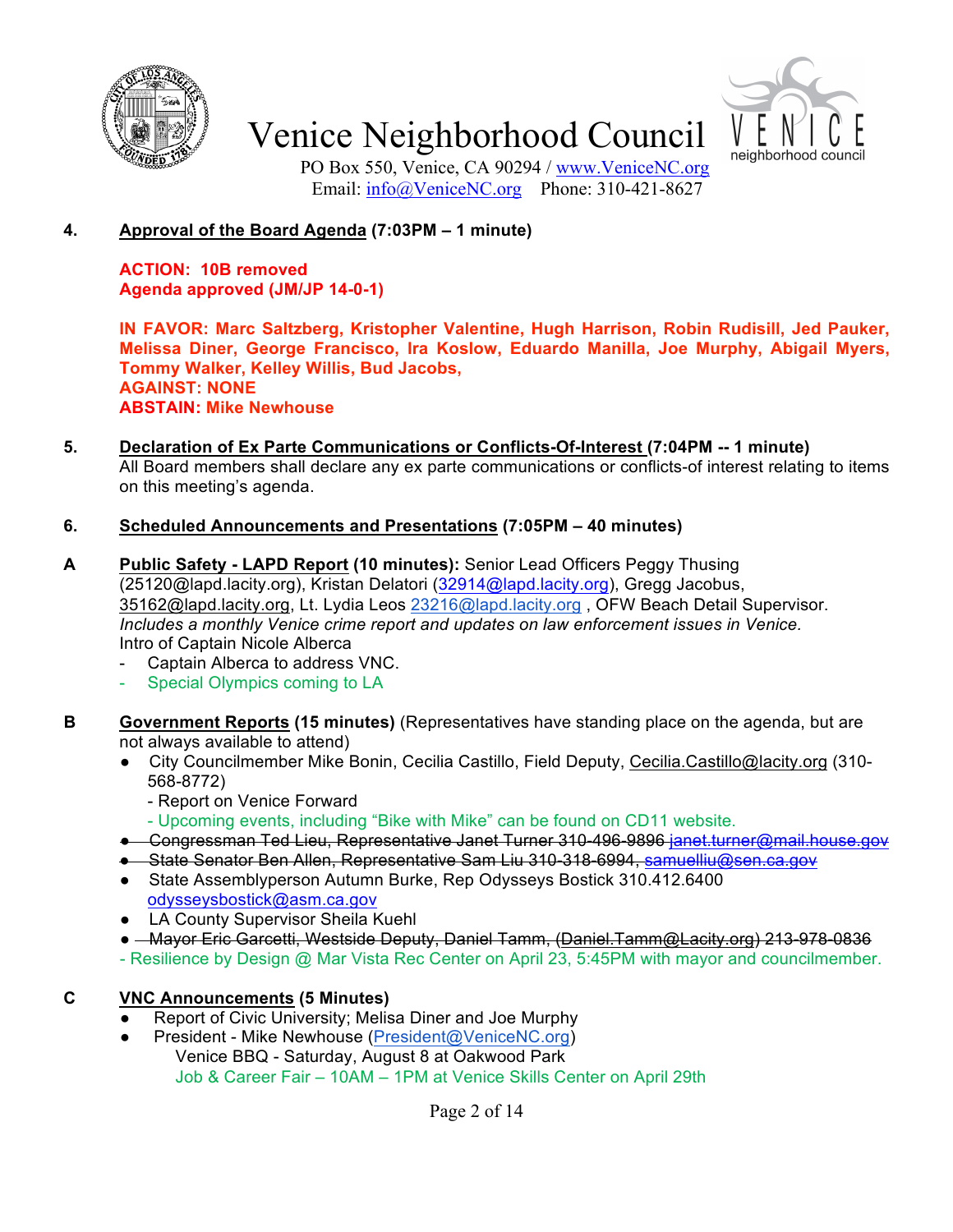**4. Approval of the Board Agenda (7:03PM – 1 minute)**

**ACTION: 10B removed**
**Agenda approved (JM/JP 14-0-1)**

**IN FAVOR: Marc Saltzberg, Kristopher Valentine, Hugh Harrison, Robin Rudisill, Jed Pauker, Melissa Diner, George Francisco, Ira Koslow, Eduardo Manilla, Joe Murphy, Abigail Myers, Tommy Walker, Kelley Willis, Bud Jacobs,**
**AGAINST: NONE**
**ABSTAIN: Mike Newhouse**

**5. Declaration of Ex Parte Communications or Conflicts-Of-Interest (7:04PM -- 1 minute)**
All Board members shall declare any ex parte communications or conflicts-of interest relating to items on this meeting's agenda.

**6. Scheduled Announcements and Presentations (7:05PM – 40 minutes)**

**A Public Safety - LAPD Report (10 minutes):** Senior Lead Officers Peggy Thusing (25120@lapd.lacity.org), Kristan Delatori (32914@lapd.lacity.org), Gregg Jacobus, 35162@lapd.lacity.org, Lt. Lydia Leos 23216@lapd.lacity.org , OFW Beach Detail Supervisor. *Includes a monthly Venice crime report and updates on law enforcement issues in Venice.*
Intro of Captain Nicole Alberca
- Captain Alberca to address VNC.
- Special Olympics coming to LA

**B Government Reports (15 minutes)** (Representatives have standing place on the agenda, but are not always available to attend)
- City Councilmember Mike Bonin, Cecilia Castillo, Field Deputy, Cecilia.Castillo@lacity.org (310-568-8772)
  - Report on Venice Forward
  - Upcoming events, including "Bike with Mike" can be found on CD11 website.
- ~~Congressman Ted Lieu, Representative Janet Turner 310-496-9896 janet.turner@mail.house.gov~~
- ~~State Senator Ben Allen, Representative Sam Liu 310-318-6994, samuelliu@sen.ca.gov~~
- State Assemblyperson Autumn Burke, Rep Odysseys Bostick 310.412.6400 odysseysbostick@asm.ca.gov
- LA County Supervisor Sheila Kuehl
- ~~Mayor Eric Garcetti, Westside Deputy, Daniel Tamm, (Daniel.Tamm@Lacity.org) 213-978-0836~~

- Resilience by Design @ Mar Vista Rec Center on April 23, 5:45PM with mayor and councilmember.

**C VNC Announcements (5 Minutes)**
- Report of Civic University; Melisa Diner and Joe Murphy
- President - Mike Newhouse (President@VeniceNC.org)
  Venice BBQ - Saturday, August 8 at Oakwood Park
  Job & Career Fair – 10AM – 1PM at Venice Skills Center on April 29th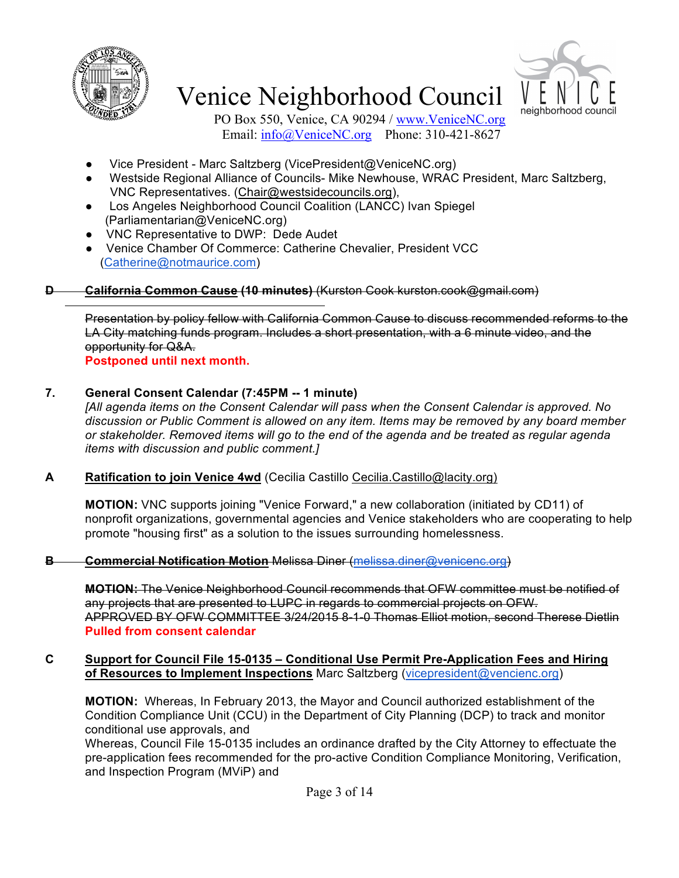# Venice Neighborhood Council

PO Box 550, Venice, CA 90294 / www.VeniceNC.org
Email: info@VeniceNC.org Phone: 310-421-8627

- Vice President - Marc Saltzberg (VicePresident@VeniceNC.org)
- Westside Regional Alliance of Councils- Mike Newhouse, WRAC President, Marc Saltzberg, VNC Representatives. (Chair@westsidecouncils.org),
- Los Angeles Neighborhood Council Coalition (LANCC) Ivan Spiegel (Parliamentarian@VeniceNC.org)
- VNC Representative to DWP: Dede Audet
- Venice Chamber Of Commerce: Catherine Chevalier, President VCC (Catherine@notmaurice.com)

~~**D California Common Cause (10 minutes)** (Kurston Cook kurston.cook@gmail.com)~~

~~Presentation by policy fellow with California Common Cause to discuss recommended reforms to the LA City matching funds program. Includes a short presentation, with a 6 minute video, and the opportunity for Q&A.~~
**Postponed until next month.**

**7. General Consent Calendar (7:45PM -- 1 minute)**
*[All agenda items on the Consent Calendar will pass when the Consent Calendar is approved. No discussion or Public Comment is allowed on any item. Items may be removed by any board member or stakeholder. Removed items will go to the end of the agenda and be treated as regular agenda items with discussion and public comment.]*

**A Ratification to join Venice 4wd** (Cecilia Castillo Cecilia.Castillo@lacity.org)

**MOTION:** VNC supports joining "Venice Forward," a new collaboration (initiated by CD11) of nonprofit organizations, governmental agencies and Venice stakeholders who are cooperating to help promote "housing first" as a solution to the issues surrounding homelessness.

~~**B Commercial Notification Motion** Melissa Diner (melissa.diner@venicenc.org)~~

~~**MOTION:** The Venice Neighborhood Council recommends that OFW committee must be notified of any projects that are presented to LUPC in regards to commercial projects on OFW.~~
~~APPROVED BY OFW COMMITTEE 3/24/2015 8-1-0 Thomas Elliot motion, second Therese Dietlin~~
**Pulled from consent calendar**

**C Support for Council File 15-0135 – Conditional Use Permit Pre-Application Fees and Hiring of Resources to Implement Inspections** Marc Saltzberg (vicepresident@vencienc.org)

**MOTION:** Whereas, In February 2013, the Mayor and Council authorized establishment of the Condition Compliance Unit (CCU) in the Department of City Planning (DCP) to track and monitor conditional use approvals, and
Whereas, Council File 15-0135 includes an ordinance drafted by the City Attorney to effectuate the pre-application fees recommended for the pro-active Condition Compliance Monitoring, Verification, and Inspection Program (MViP) and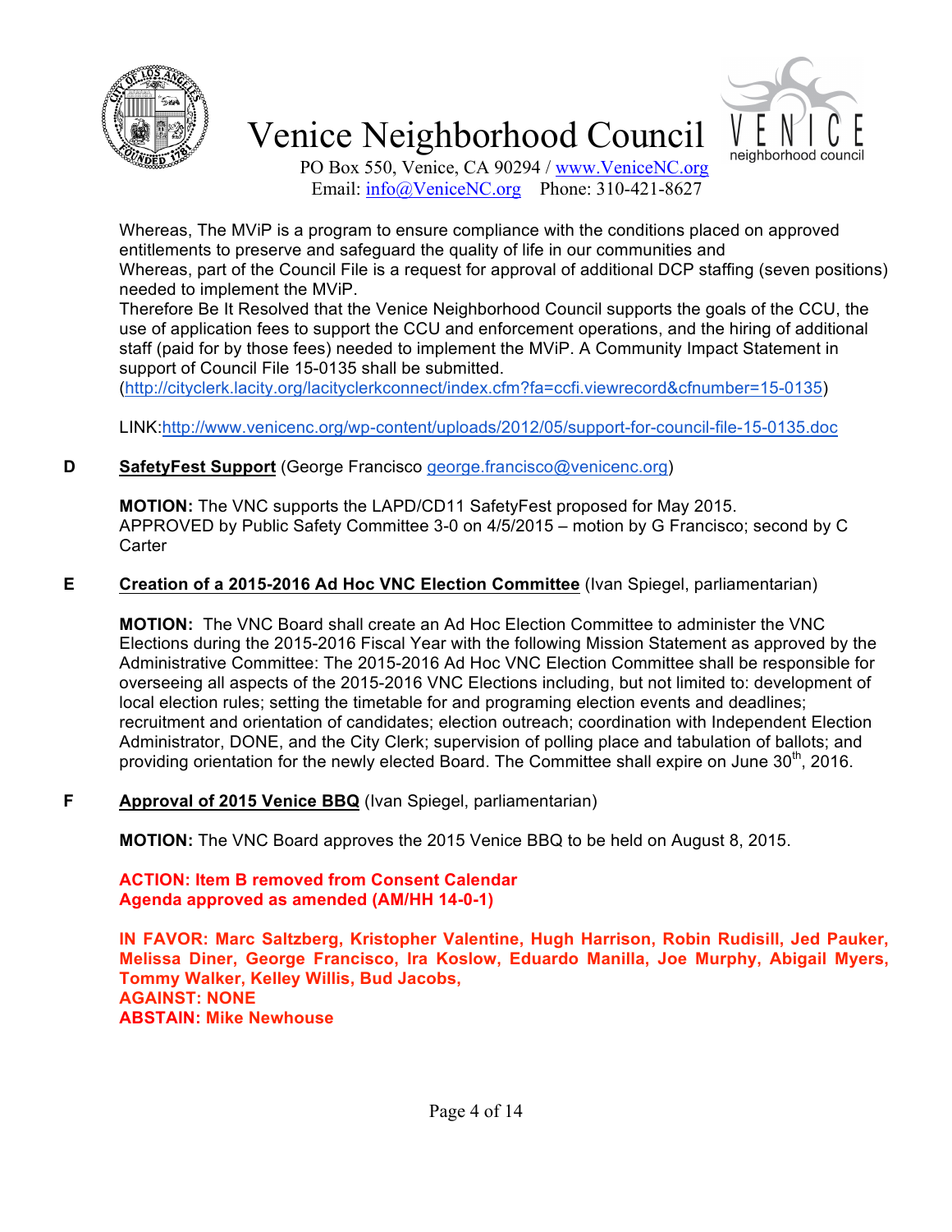Whereas, The MViP is a program to ensure compliance with the conditions placed on approved entitlements to preserve and safeguard the quality of life in our communities and

Whereas, part of the Council File is a request for approval of additional DCP staffing (seven positions) needed to implement the MViP.

Therefore Be It Resolved that the Venice Neighborhood Council supports the goals of the CCU, the use of application fees to support the CCU and enforcement operations, and the hiring of additional staff (paid for by those fees) needed to implement the MViP. A Community Impact Statement in support of Council File 15-0135 shall be submitted. (http://cityclerk.lacity.org/lacityclerkconnect/index.cfm?fa=ccfi.viewrecord&cfnumber=15-0135)

LINK:http://www.venicenc.org/wp-content/uploads/2012/05/support-for-council-file-15-0135.doc

**D** **SafetyFest Support** (George Francisco george.francisco@venicenc.org)

**MOTION:** The VNC supports the LAPD/CD11 SafetyFest proposed for May 2015.
APPROVED by Public Safety Committee 3-0 on 4/5/2015 – motion by G Francisco; second by C Carter

**E** **Creation of a 2015-2016 Ad Hoc VNC Election Committee** (Ivan Spiegel, parliamentarian)

**MOTION:** The VNC Board shall create an Ad Hoc Election Committee to administer the VNC Elections during the 2015-2016 Fiscal Year with the following Mission Statement as approved by the Administrative Committee: The 2015-2016 Ad Hoc VNC Election Committee shall be responsible for overseeing all aspects of the 2015-2016 VNC Elections including, but not limited to: development of local election rules; setting the timetable for and programing election events and deadlines; recruitment and orientation of candidates; election outreach; coordination with Independent Election Administrator, DONE, and the City Clerk; supervision of polling place and tabulation of ballots; and providing orientation for the newly elected Board. The Committee shall expire on June 30th, 2016.

**F** **Approval of 2015 Venice BBQ** (Ivan Spiegel, parliamentarian)

**MOTION:** The VNC Board approves the 2015 Venice BBQ to be held on August 8, 2015.

**ACTION: Item B removed from Consent Calendar**
**Agenda approved as amended (AM/HH 14-0-1)**

**IN FAVOR: Marc Saltzberg, Kristopher Valentine, Hugh Harrison, Robin Rudisill, Jed Pauker, Melissa Diner, George Francisco, Ira Koslow, Eduardo Manilla, Joe Murphy, Abigail Myers, Tommy Walker, Kelley Willis, Bud Jacobs,**
**AGAINST: NONE**
**ABSTAIN: Mike Newhouse**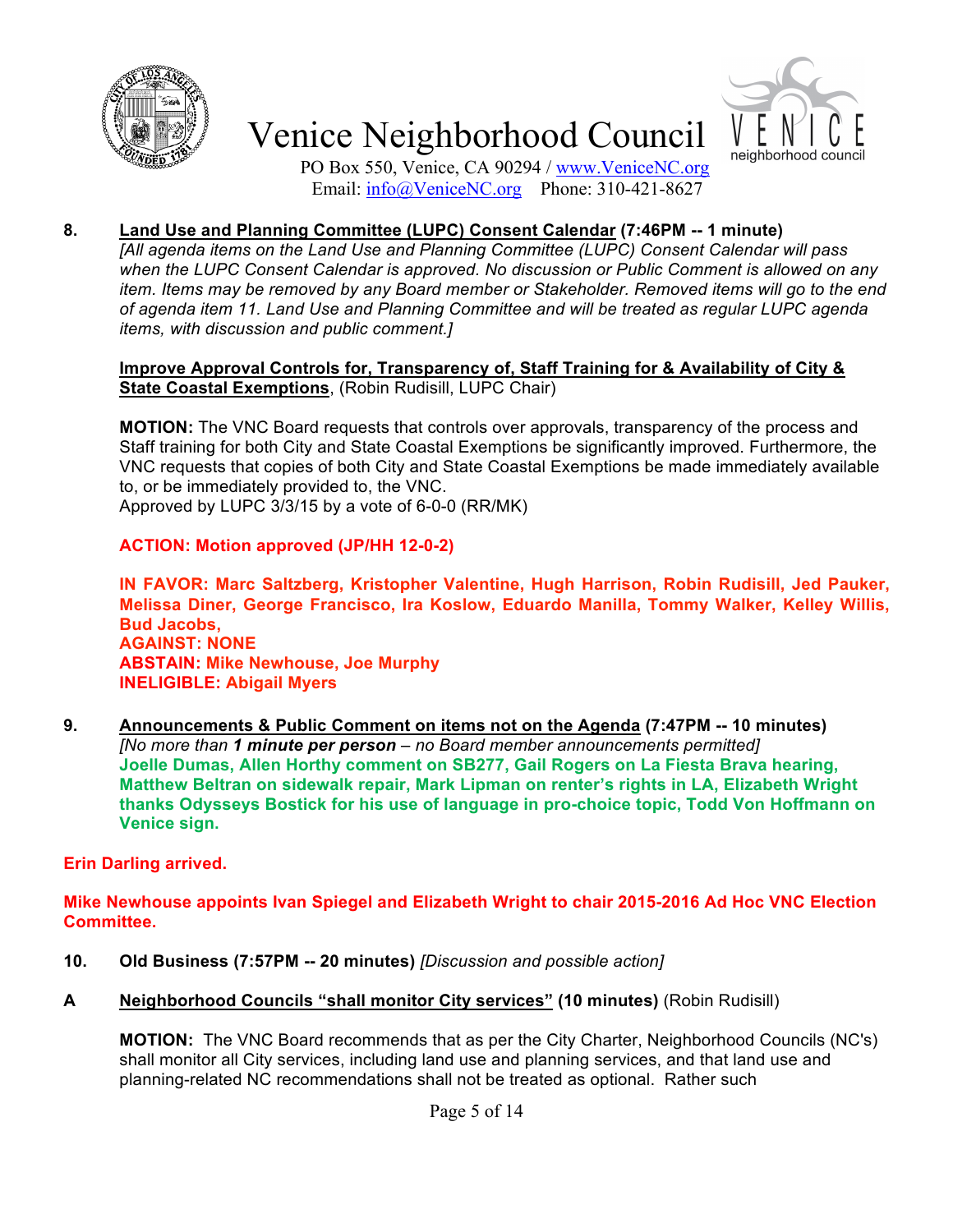**8. Land Use and Planning Committee (LUPC) Consent Calendar (7:46PM -- 1 minute)**
*[All agenda items on the Land Use and Planning Committee (LUPC) Consent Calendar will pass when the LUPC Consent Calendar is approved. No discussion or Public Comment is allowed on any item. Items may be removed by any Board member or Stakeholder. Removed items will go to the end of agenda item 11. Land Use and Planning Committee and will be treated as regular LUPC agenda items, with discussion and public comment.]*

**Improve Approval Controls for, Transparency of, Staff Training for & Availability of City & State Coastal Exemptions**, (Robin Rudisill, LUPC Chair)

**MOTION:** The VNC Board requests that controls over approvals, transparency of the process and Staff training for both City and State Coastal Exemptions be significantly improved. Furthermore, the VNC requests that copies of both City and State Coastal Exemptions be made immediately available to, or be immediately provided to, the VNC.
Approved by LUPC 3/3/15 by a vote of 6-0-0 (RR/MK)

**ACTION: Motion approved (JP/HH 12-0-2)**

**IN FAVOR: Marc Saltzberg, Kristopher Valentine, Hugh Harrison, Robin Rudisill, Jed Pauker, Melissa Diner, George Francisco, Ira Koslow, Eduardo Manilla, Tommy Walker, Kelley Willis, Bud Jacobs,**
**AGAINST: NONE**
**ABSTAIN: Mike Newhouse, Joe Murphy**
**INELIGIBLE: Abigail Myers**

**9. Announcements & Public Comment on items not on the Agenda (7:47PM -- 10 minutes)**
*[No more than **1 minute per person** – no Board member announcements permitted]*
**Joelle Dumas, Allen Horthy comment on SB277, Gail Rogers on La Fiesta Brava hearing, Matthew Beltran on sidewalk repair, Mark Lipman on renter's rights in LA, Elizabeth Wright thanks Odysseys Bostick for his use of language in pro-choice topic, Todd Von Hoffmann on Venice sign.**

**Erin Darling arrived.**

**Mike Newhouse appoints Ivan Spiegel and Elizabeth Wright to chair 2015-2016 Ad Hoc VNC Election Committee.**

**10. Old Business (7:57PM -- 20 minutes)** *[Discussion and possible action]*

**A Neighborhood Councils "shall monitor City services" (10 minutes)** (Robin Rudisill)

**MOTION:** The VNC Board recommends that as per the City Charter, Neighborhood Councils (NC's) shall monitor all City services, including land use and planning services, and that land use and planning-related NC recommendations shall not be treated as optional. Rather such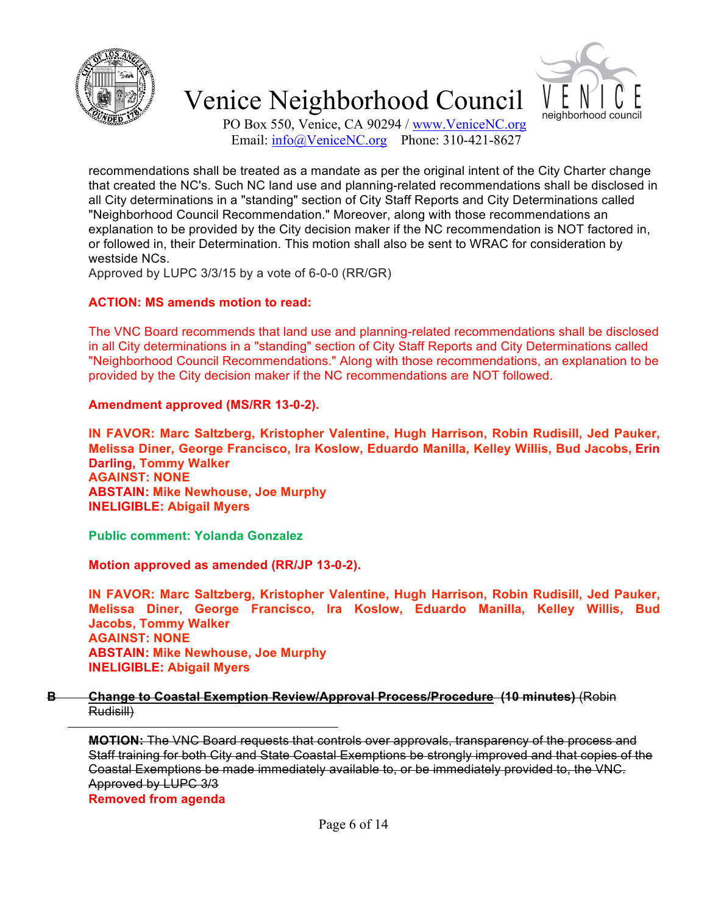recommendations shall be treated as a mandate as per the original intent of the City Charter change that created the NC's. Such NC land use and planning-related recommendations shall be disclosed in all City determinations in a "standing" section of City Staff Reports and City Determinations called "Neighborhood Council Recommendation." Moreover, along with those recommendations an explanation to be provided by the City decision maker if the NC recommendation is NOT factored in, or followed in, their Determination. This motion shall also be sent to WRAC for consideration by westside NCs.
Approved by LUPC 3/3/15 by a vote of 6-0-0 (RR/GR)

**ACTION: MS amends motion to read:**

The VNC Board recommends that land use and planning-related recommendations shall be disclosed in all City determinations in a "standing" section of City Staff Reports and City Determinations called "Neighborhood Council Recommendations." Along with those recommendations, an explanation to be provided by the City decision maker if the NC recommendations are NOT followed.

**Amendment approved (MS/RR 13-0-2).**

**IN FAVOR: Marc Saltzberg, Kristopher Valentine, Hugh Harrison, Robin Rudisill, Jed Pauker, Melissa Diner, George Francisco, Ira Koslow, Eduardo Manilla, Kelley Willis, Bud Jacobs, Erin Darling, Tommy Walker**
**AGAINST: NONE**
**ABSTAIN: Mike Newhouse, Joe Murphy**
**INELIGIBLE: Abigail Myers**

**Public comment: Yolanda Gonzalez**

**Motion approved as amended (RR/JP 13-0-2).**

**IN FAVOR: Marc Saltzberg, Kristopher Valentine, Hugh Harrison, Robin Rudisill, Jed Pauker, Melissa Diner, George Francisco, Ira Koslow, Eduardo Manilla, Kelley Willis, Bud Jacobs, Tommy Walker**
**AGAINST: NONE**
**ABSTAIN: Mike Newhouse, Joe Murphy**
**INELIGIBLE: Abigail Myers**

~~**B Change to Coastal Exemption Review/Approval Process/Procedure (10 minutes)** (Robin Rudisill)~~

~~**MOTION:** The VNC Board requests that controls over approvals, transparency of the process and Staff training for both City and State Coastal Exemptions be strongly improved and that copies of the Coastal Exemptions be made immediately available to, or be immediately provided to, the VNC. Approved by LUPC 3/3~~

**Removed from agenda**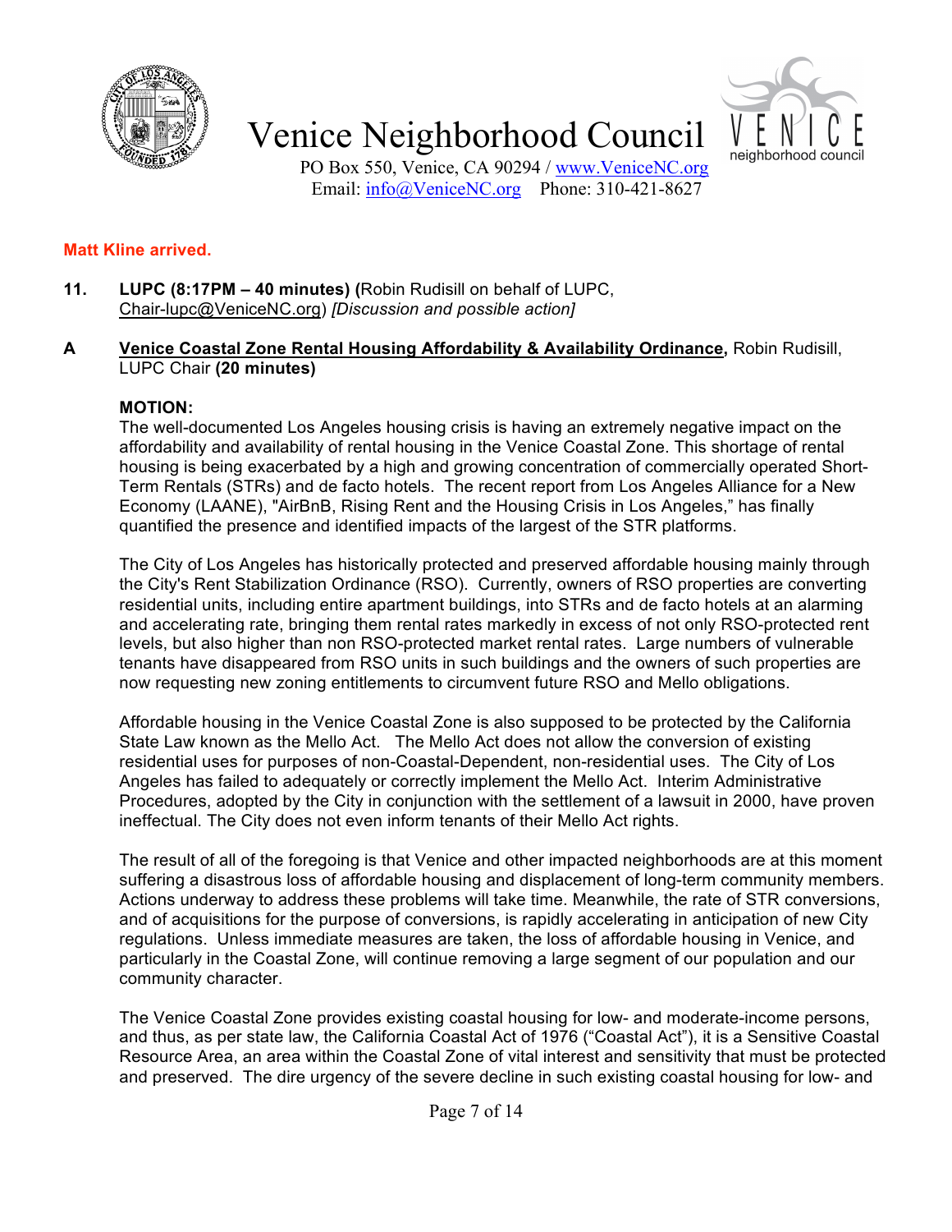**Matt Kline arrived.**

**11. LUPC (8:17PM – 40 minutes) (**Robin Rudisill on behalf of LUPC, Chair-lupc@VeniceNC.org) *[Discussion and possible action]*

**A** **Venice Coastal Zone Rental Housing Affordability & Availability Ordinance,** Robin Rudisill, LUPC Chair **(20 minutes)**

**MOTION:**

The well-documented Los Angeles housing crisis is having an extremely negative impact on the affordability and availability of rental housing in the Venice Coastal Zone. This shortage of rental housing is being exacerbated by a high and growing concentration of commercially operated Short-Term Rentals (STRs) and de facto hotels. The recent report from Los Angeles Alliance for a New Economy (LAANE), "AirBnB, Rising Rent and the Housing Crisis in Los Angeles," has finally quantified the presence and identified impacts of the largest of the STR platforms.

The City of Los Angeles has historically protected and preserved affordable housing mainly through the City's Rent Stabilization Ordinance (RSO). Currently, owners of RSO properties are converting residential units, including entire apartment buildings, into STRs and de facto hotels at an alarming and accelerating rate, bringing them rental rates markedly in excess of not only RSO-protected rent levels, but also higher than non RSO-protected market rental rates. Large numbers of vulnerable tenants have disappeared from RSO units in such buildings and the owners of such properties are now requesting new zoning entitlements to circumvent future RSO and Mello obligations.

Affordable housing in the Venice Coastal Zone is also supposed to be protected by the California State Law known as the Mello Act. The Mello Act does not allow the conversion of existing residential uses for purposes of non-Coastal-Dependent, non-residential uses. The City of Los Angeles has failed to adequately or correctly implement the Mello Act. Interim Administrative Procedures, adopted by the City in conjunction with the settlement of a lawsuit in 2000, have proven ineffectual. The City does not even inform tenants of their Mello Act rights.

The result of all of the foregoing is that Venice and other impacted neighborhoods are at this moment suffering a disastrous loss of affordable housing and displacement of long-term community members. Actions underway to address these problems will take time. Meanwhile, the rate of STR conversions, and of acquisitions for the purpose of conversions, is rapidly accelerating in anticipation of new City regulations. Unless immediate measures are taken, the loss of affordable housing in Venice, and particularly in the Coastal Zone, will continue removing a large segment of our population and our community character.

The Venice Coastal Zone provides existing coastal housing for low- and moderate-income persons, and thus, as per state law, the California Coastal Act of 1976 ("Coastal Act"), it is a Sensitive Coastal Resource Area, an area within the Coastal Zone of vital interest and sensitivity that must be protected and preserved. The dire urgency of the severe decline in such existing coastal housing for low- and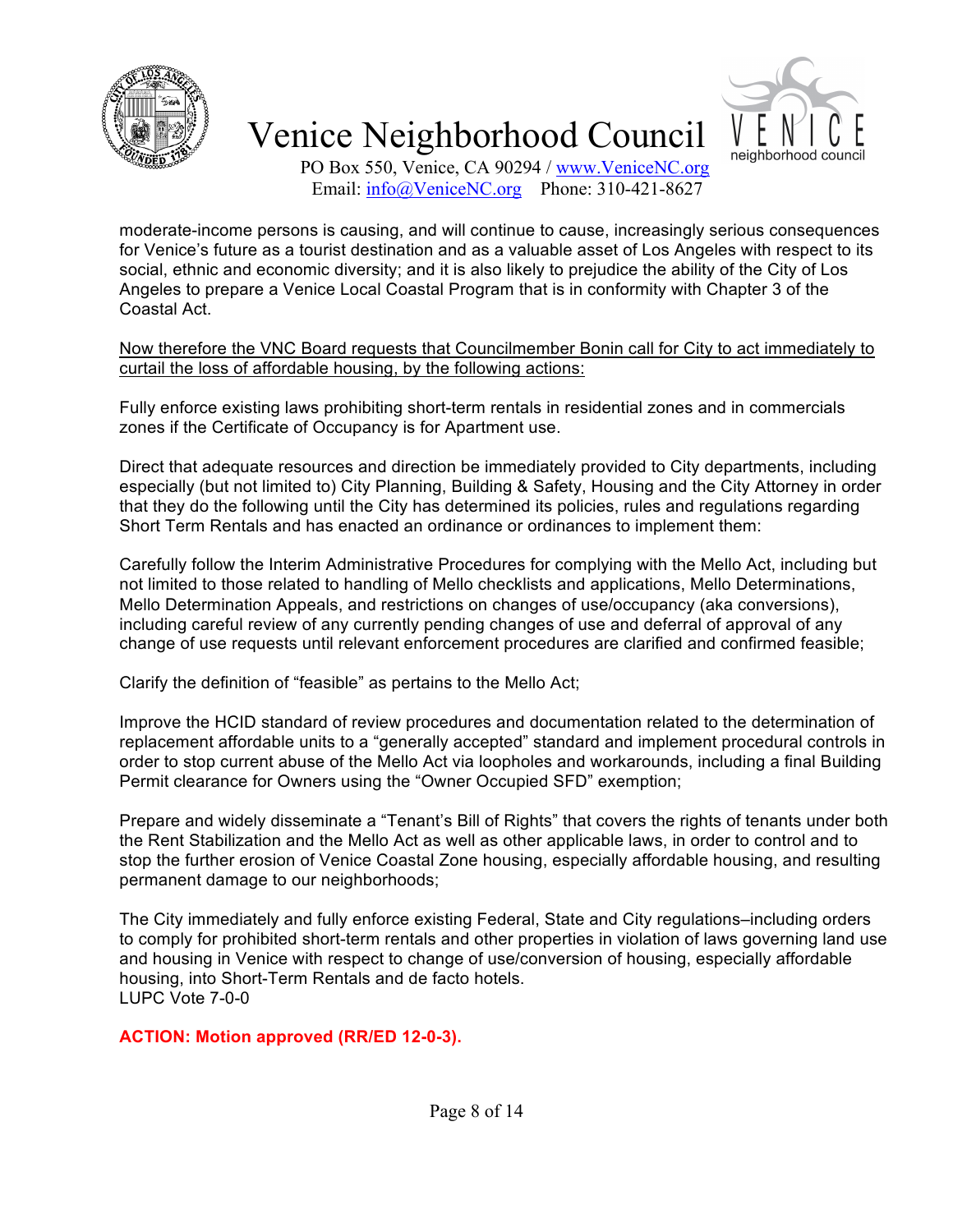moderate-income persons is causing, and will continue to cause, increasingly serious consequences for Venice's future as a tourist destination and as a valuable asset of Los Angeles with respect to its social, ethnic and economic diversity; and it is also likely to prejudice the ability of the City of Los Angeles to prepare a Venice Local Coastal Program that is in conformity with Chapter 3 of the Coastal Act.

Now therefore the VNC Board requests that Councilmember Bonin call for City to act immediately to curtail the loss of affordable housing, by the following actions:

Fully enforce existing laws prohibiting short-term rentals in residential zones and in commercials zones if the Certificate of Occupancy is for Apartment use.

Direct that adequate resources and direction be immediately provided to City departments, including especially (but not limited to) City Planning, Building & Safety, Housing and the City Attorney in order that they do the following until the City has determined its policies, rules and regulations regarding Short Term Rentals and has enacted an ordinance or ordinances to implement them:

Carefully follow the Interim Administrative Procedures for complying with the Mello Act, including but not limited to those related to handling of Mello checklists and applications, Mello Determinations, Mello Determination Appeals, and restrictions on changes of use/occupancy (aka conversions), including careful review of any currently pending changes of use and deferral of approval of any change of use requests until relevant enforcement procedures are clarified and confirmed feasible;

Clarify the definition of "feasible" as pertains to the Mello Act;

Improve the HCID standard of review procedures and documentation related to the determination of replacement affordable units to a "generally accepted" standard and implement procedural controls in order to stop current abuse of the Mello Act via loopholes and workarounds, including a final Building Permit clearance for Owners using the "Owner Occupied SFD" exemption;

Prepare and widely disseminate a "Tenant's Bill of Rights" that covers the rights of tenants under both the Rent Stabilization and the Mello Act as well as other applicable laws, in order to control and to stop the further erosion of Venice Coastal Zone housing, especially affordable housing, and resulting permanent damage to our neighborhoods;

The City immediately and fully enforce existing Federal, State and City regulations–including orders to comply for prohibited short-term rentals and other properties in violation of laws governing land use and housing in Venice with respect to change of use/conversion of housing, especially affordable housing, into Short-Term Rentals and de facto hotels.
LUPC Vote 7-0-0

**ACTION: Motion approved (RR/ED 12-0-3).**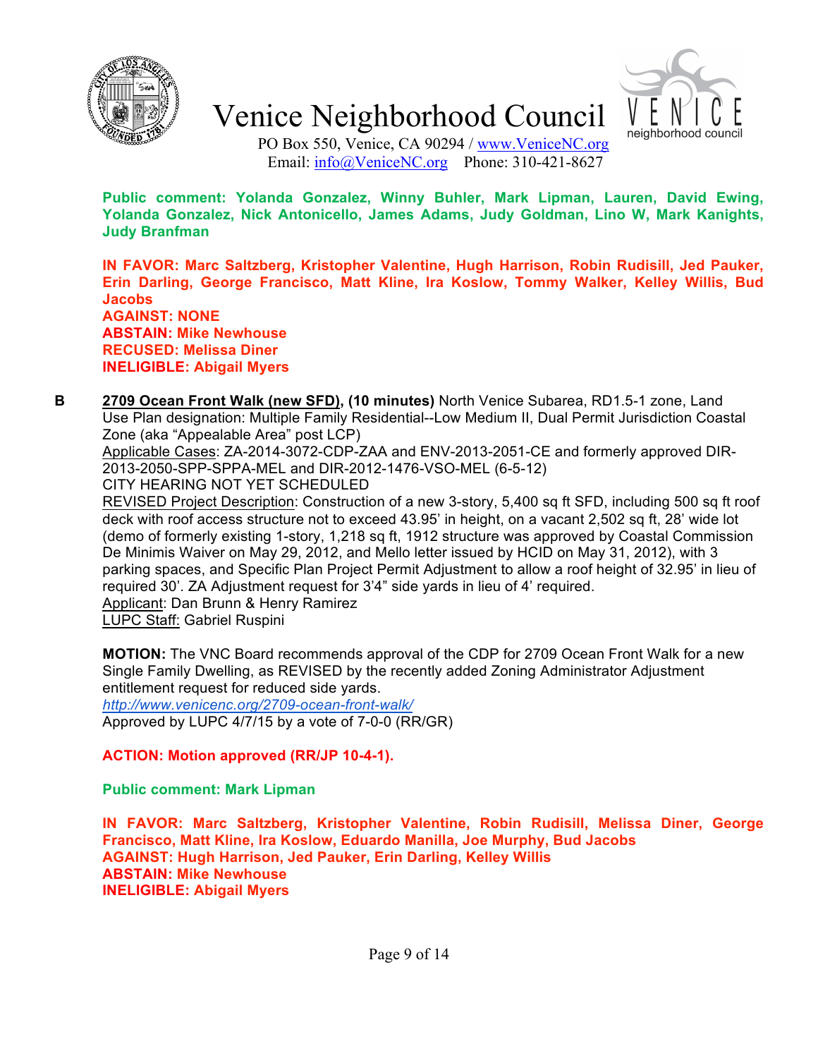**Public comment: Yolanda Gonzalez, Winny Buhler, Mark Lipman, Lauren, David Ewing, Yolanda Gonzalez, Nick Antonicello, James Adams, Judy Goldman, Lino W, Mark Kanights, Judy Branfman**

**IN FAVOR: Marc Saltzberg, Kristopher Valentine, Hugh Harrison, Robin Rudisill, Jed Pauker, Erin Darling, George Francisco, Matt Kline, Ira Koslow, Tommy Walker, Kelley Willis, Bud Jacobs**
**AGAINST: NONE**
**ABSTAIN: Mike Newhouse**
**RECUSED: Melissa Diner**
**INELIGIBLE: Abigail Myers**

**B** **2709 Ocean Front Walk (new SFD), (10 minutes)** North Venice Subarea, RD1.5-1 zone, Land Use Plan designation: Multiple Family Residential--Low Medium II, Dual Permit Jurisdiction Coastal Zone (aka "Appealable Area" post LCP)
Applicable Cases: ZA-2014-3072-CDP-ZAA and ENV-2013-2051-CE and formerly approved DIR-2013-2050-SPP-SPPA-MEL and DIR-2012-1476-VSO-MEL (6-5-12)
CITY HEARING NOT YET SCHEDULED
REVISED Project Description: Construction of a new 3-story, 5,400 sq ft SFD, including 500 sq ft roof deck with roof access structure not to exceed 43.95' in height, on a vacant 2,502 sq ft, 28' wide lot (demo of formerly existing 1-story, 1,218 sq ft, 1912 structure was approved by Coastal Commission De Minimis Waiver on May 29, 2012, and Mello letter issued by HCID on May 31, 2012), with 3 parking spaces, and Specific Plan Project Permit Adjustment to allow a roof height of 32.95' in lieu of required 30'. ZA Adjustment request for 3'4" side yards in lieu of 4' required.
Applicant: Dan Brunn & Henry Ramirez
LUPC Staff: Gabriel Ruspini

**MOTION:** The VNC Board recommends approval of the CDP for 2709 Ocean Front Walk for a new Single Family Dwelling, as REVISED by the recently added Zoning Administrator Adjustment entitlement request for reduced side yards.
*http://www.venicenc.org/2709-ocean-front-walk/*
Approved by LUPC 4/7/15 by a vote of 7-0-0 (RR/GR)

**ACTION: Motion approved (RR/JP 10-4-1).**

**Public comment: Mark Lipman**

**IN FAVOR: Marc Saltzberg, Kristopher Valentine, Robin Rudisill, Melissa Diner, George Francisco, Matt Kline, Ira Koslow, Eduardo Manilla, Joe Murphy, Bud Jacobs**
**AGAINST: Hugh Harrison, Jed Pauker, Erin Darling, Kelley Willis**
**ABSTAIN: Mike Newhouse**
**INELIGIBLE: Abigail Myers**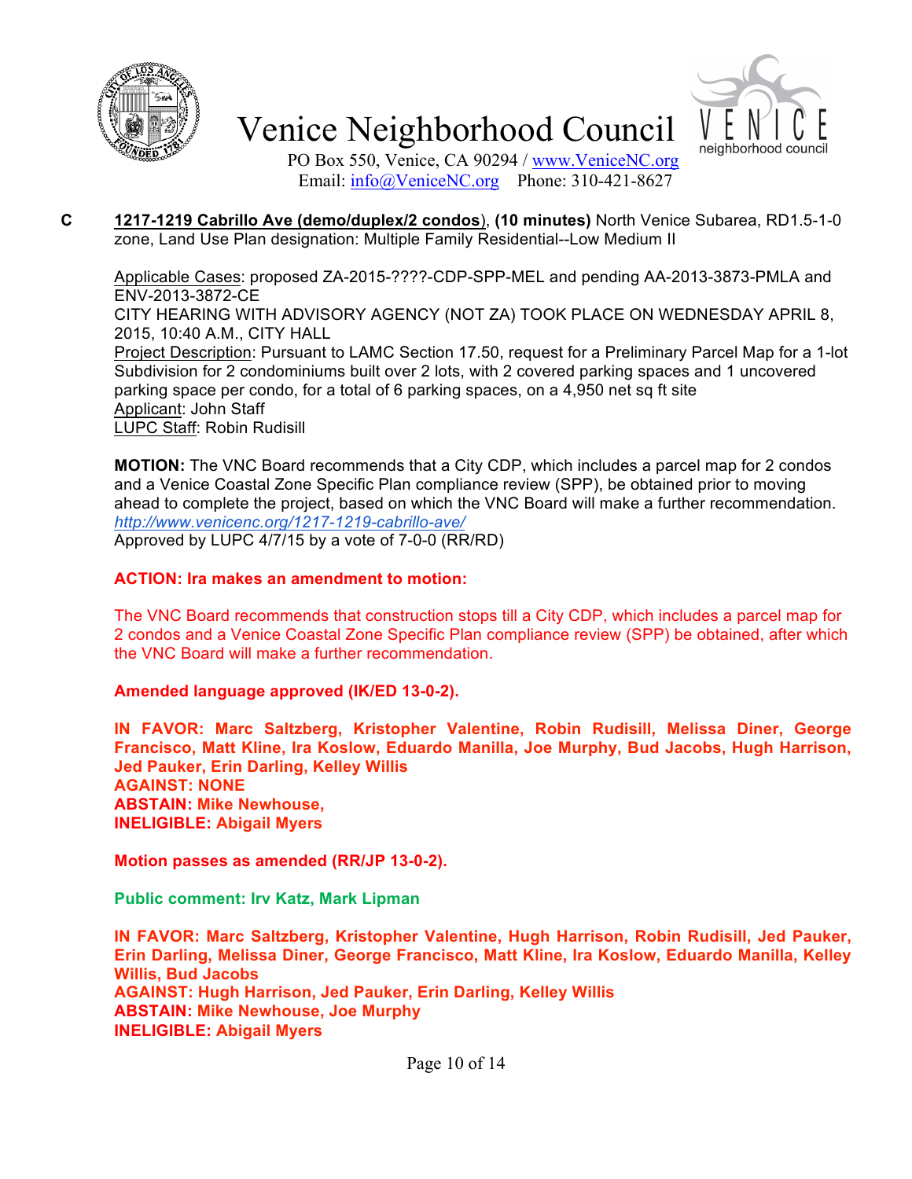**C** **1217-1219 Cabrillo Ave (demo/duplex/2 condos)**, **(10 minutes)** North Venice Subarea, RD1.5-1-0 zone, Land Use Plan designation: Multiple Family Residential--Low Medium II

Applicable Cases: proposed ZA-2015-????-CDP-SPP-MEL and pending AA-2013-3873-PMLA and ENV-2013-3872-CE
CITY HEARING WITH ADVISORY AGENCY (NOT ZA) TOOK PLACE ON WEDNESDAY APRIL 8, 2015, 10:40 A.M., CITY HALL
Project Description: Pursuant to LAMC Section 17.50, request for a Preliminary Parcel Map for a 1-lot Subdivision for 2 condominiums built over 2 lots, with 2 covered parking spaces and 1 uncovered parking space per condo, for a total of 6 parking spaces, on a 4,950 net sq ft site
Applicant: John Staff
LUPC Staff: Robin Rudisill

**MOTION:** The VNC Board recommends that a City CDP, which includes a parcel map for 2 condos and a Venice Coastal Zone Specific Plan compliance review (SPP), be obtained prior to moving ahead to complete the project, based on which the VNC Board will make a further recommendation.
*http://www.venicenc.org/1217-1219-cabrillo-ave/*
Approved by LUPC 4/7/15 by a vote of 7-0-0 (RR/RD)

**ACTION: Ira makes an amendment to motion:**

The VNC Board recommends that construction stops till a City CDP, which includes a parcel map for 2 condos and a Venice Coastal Zone Specific Plan compliance review (SPP) be obtained, after which the VNC Board will make a further recommendation.

**Amended language approved (IK/ED 13-0-2).**

**IN FAVOR: Marc Saltzberg, Kristopher Valentine, Robin Rudisill, Melissa Diner, George Francisco, Matt Kline, Ira Koslow, Eduardo Manilla, Joe Murphy, Bud Jacobs, Hugh Harrison, Jed Pauker, Erin Darling, Kelley Willis**
**AGAINST: NONE**
**ABSTAIN: Mike Newhouse,**
**INELIGIBLE: Abigail Myers**

**Motion passes as amended (RR/JP 13-0-2).**

**Public comment: Irv Katz, Mark Lipman**

**IN FAVOR: Marc Saltzberg, Kristopher Valentine, Hugh Harrison, Robin Rudisill, Jed Pauker, Erin Darling, Melissa Diner, George Francisco, Matt Kline, Ira Koslow, Eduardo Manilla, Kelley Willis, Bud Jacobs**
**AGAINST: Hugh Harrison, Jed Pauker, Erin Darling, Kelley Willis**
**ABSTAIN: Mike Newhouse, Joe Murphy**
**INELIGIBLE: Abigail Myers**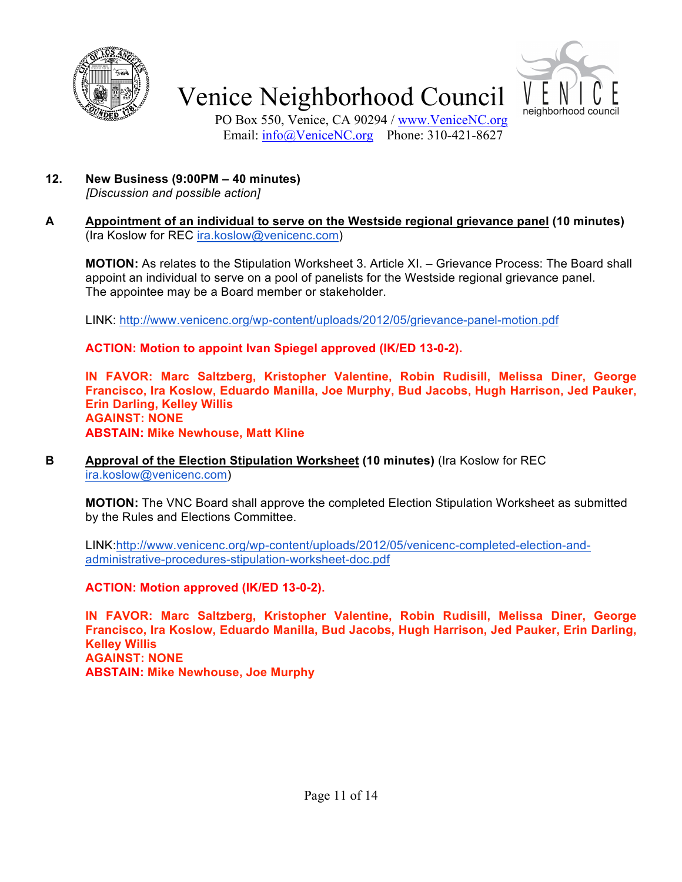# Venice Neighborhood Council

PO Box 550, Venice, CA 90294 / www.VeniceNC.org
Email: info@VeniceNC.org Phone: 310-421-8627

**12. New Business (9:00PM – 40 minutes)**
*[Discussion and possible action]*

**A** **Appointment of an individual to serve on the Westside regional grievance panel (10 minutes)** (Ira Koslow for REC ira.koslow@venicenc.com)

**MOTION:** As relates to the Stipulation Worksheet 3. Article XI. – Grievance Process: The Board shall appoint an individual to serve on a pool of panelists for the Westside regional grievance panel. The appointee may be a Board member or stakeholder.

LINK: http://www.venicenc.org/wp-content/uploads/2012/05/grievance-panel-motion.pdf

**ACTION: Motion to appoint Ivan Spiegel approved (IK/ED 13-0-2).**

**IN FAVOR: Marc Saltzberg, Kristopher Valentine, Robin Rudisill, Melissa Diner, George Francisco, Ira Koslow, Eduardo Manilla, Joe Murphy, Bud Jacobs, Hugh Harrison, Jed Pauker, Erin Darling, Kelley Willis**
**AGAINST: NONE**
**ABSTAIN: Mike Newhouse, Matt Kline**

**B** **Approval of the Election Stipulation Worksheet (10 minutes)** (Ira Koslow for REC ira.koslow@venicenc.com)

**MOTION:** The VNC Board shall approve the completed Election Stipulation Worksheet as submitted by the Rules and Elections Committee.

LINK:http://www.venicenc.org/wp-content/uploads/2012/05/venicenc-completed-election-and-administrative-procedures-stipulation-worksheet-doc.pdf

**ACTION: Motion approved (IK/ED 13-0-2).**

**IN FAVOR: Marc Saltzberg, Kristopher Valentine, Robin Rudisill, Melissa Diner, George Francisco, Ira Koslow, Eduardo Manilla, Bud Jacobs, Hugh Harrison, Jed Pauker, Erin Darling, Kelley Willis**
**AGAINST: NONE**
**ABSTAIN: Mike Newhouse, Joe Murphy**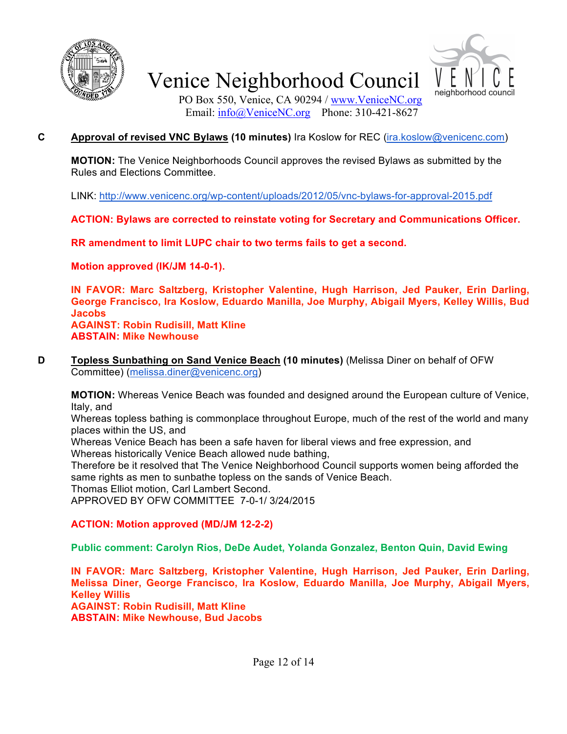**C** **Approval of revised VNC Bylaws (10 minutes)** Ira Koslow for REC (ira.koslow@venicenc.com)

**MOTION:** The Venice Neighborhoods Council approves the revised Bylaws as submitted by the Rules and Elections Committee.

LINK: http://www.venicenc.org/wp-content/uploads/2012/05/vnc-bylaws-for-approval-2015.pdf

**ACTION: Bylaws are corrected to reinstate voting for Secretary and Communications Officer.**

**RR amendment to limit LUPC chair to two terms fails to get a second.**

**Motion approved (IK/JM 14-0-1).**

**IN FAVOR: Marc Saltzberg, Kristopher Valentine, Hugh Harrison, Jed Pauker, Erin Darling, George Francisco, Ira Koslow, Eduardo Manilla, Joe Murphy, Abigail Myers, Kelley Willis, Bud Jacobs**
**AGAINST: Robin Rudisill, Matt Kline**
**ABSTAIN: Mike Newhouse**

**D** **Topless Sunbathing on Sand Venice Beach (10 minutes)** (Melissa Diner on behalf of OFW Committee) (melissa.diner@venicenc.org)

**MOTION:** Whereas Venice Beach was founded and designed around the European culture of Venice, Italy, and
Whereas topless bathing is commonplace throughout Europe, much of the rest of the world and many places within the US, and
Whereas Venice Beach has been a safe haven for liberal views and free expression, and
Whereas historically Venice Beach allowed nude bathing,
Therefore be it resolved that The Venice Neighborhood Council supports women being afforded the same rights as men to sunbathe topless on the sands of Venice Beach.
Thomas Elliot motion, Carl Lambert Second.
APPROVED BY OFW COMMITTEE 7-0-1/ 3/24/2015

**ACTION: Motion approved (MD/JM 12-2-2)**

**Public comment: Carolyn Rios, DeDe Audet, Yolanda Gonzalez, Benton Quin, David Ewing**

**IN FAVOR: Marc Saltzberg, Kristopher Valentine, Hugh Harrison, Jed Pauker, Erin Darling, Melissa Diner, George Francisco, Ira Koslow, Eduardo Manilla, Joe Murphy, Abigail Myers, Kelley Willis**
**AGAINST: Robin Rudisill, Matt Kline**
**ABSTAIN: Mike Newhouse, Bud Jacobs**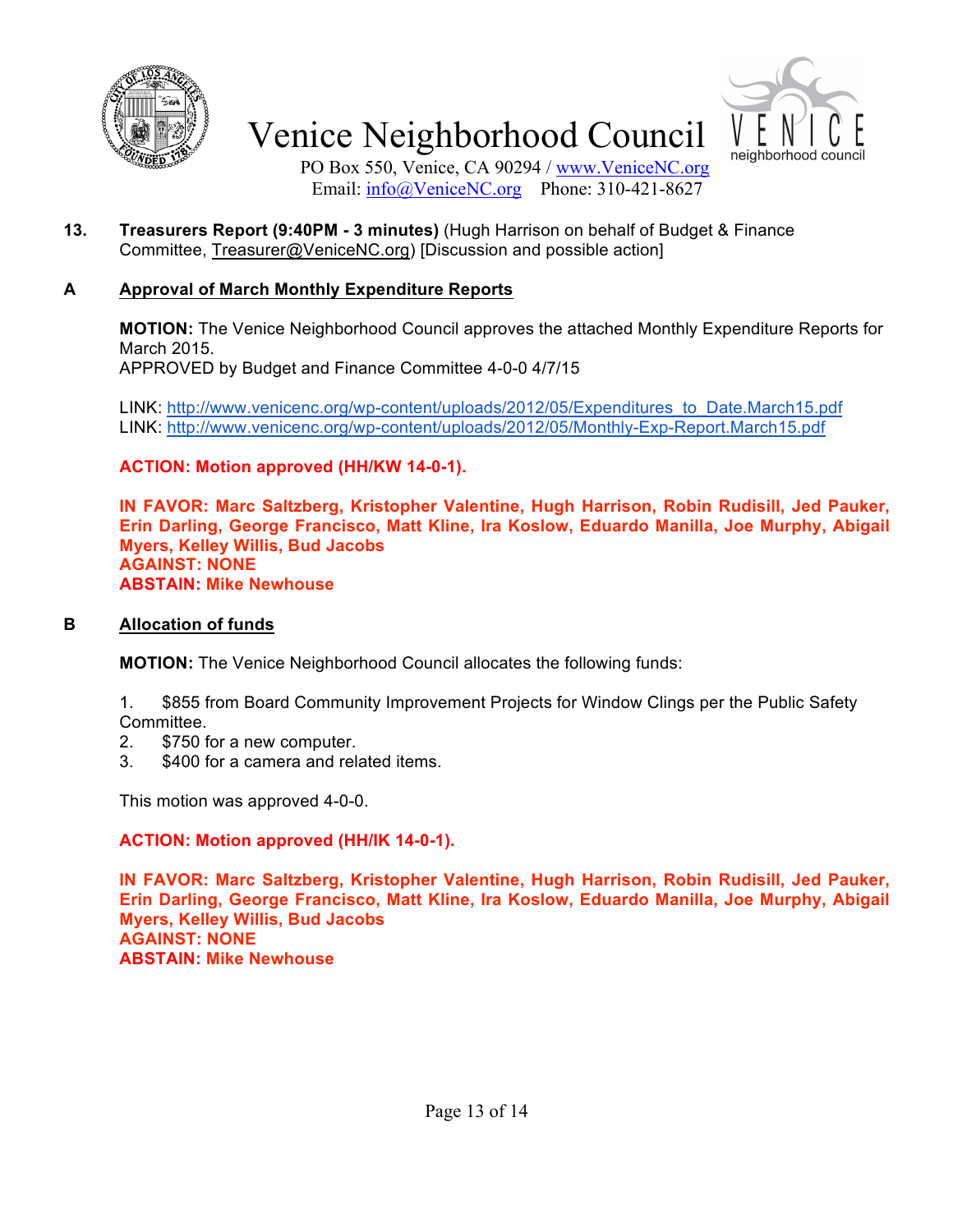**13. Treasurers Report (9:40PM - 3 minutes)** (Hugh Harrison on behalf of Budget & Finance Committee, Treasurer@VeniceNC.org) [Discussion and possible action]

**A Approval of March Monthly Expenditure Reports**

**MOTION:** The Venice Neighborhood Council approves the attached Monthly Expenditure Reports for March 2015.
APPROVED by Budget and Finance Committee 4-0-0 4/7/15

LINK: http://www.venicenc.org/wp-content/uploads/2012/05/Expenditures_to_Date.March15.pdf
LINK: http://www.venicenc.org/wp-content/uploads/2012/05/Monthly-Exp-Report.March15.pdf

**ACTION: Motion approved (HH/KW 14-0-1).**

**IN FAVOR: Marc Saltzberg, Kristopher Valentine, Hugh Harrison, Robin Rudisill, Jed Pauker, Erin Darling, George Francisco, Matt Kline, Ira Koslow, Eduardo Manilla, Joe Murphy, Abigail Myers, Kelley Willis, Bud Jacobs**
**AGAINST: NONE**
**ABSTAIN: Mike Newhouse**

**B Allocation of funds**

**MOTION:** The Venice Neighborhood Council allocates the following funds:

1. $855 from Board Community Improvement Projects for Window Clings per the Public Safety Committee.
2. $750 for a new computer.
3. $400 for a camera and related items.

This motion was approved 4-0-0.

**ACTION: Motion approved (HH/IK 14-0-1).**

**IN FAVOR: Marc Saltzberg, Kristopher Valentine, Hugh Harrison, Robin Rudisill, Jed Pauker, Erin Darling, George Francisco, Matt Kline, Ira Koslow, Eduardo Manilla, Joe Murphy, Abigail Myers, Kelley Willis, Bud Jacobs**
**AGAINST: NONE**
**ABSTAIN: Mike Newhouse**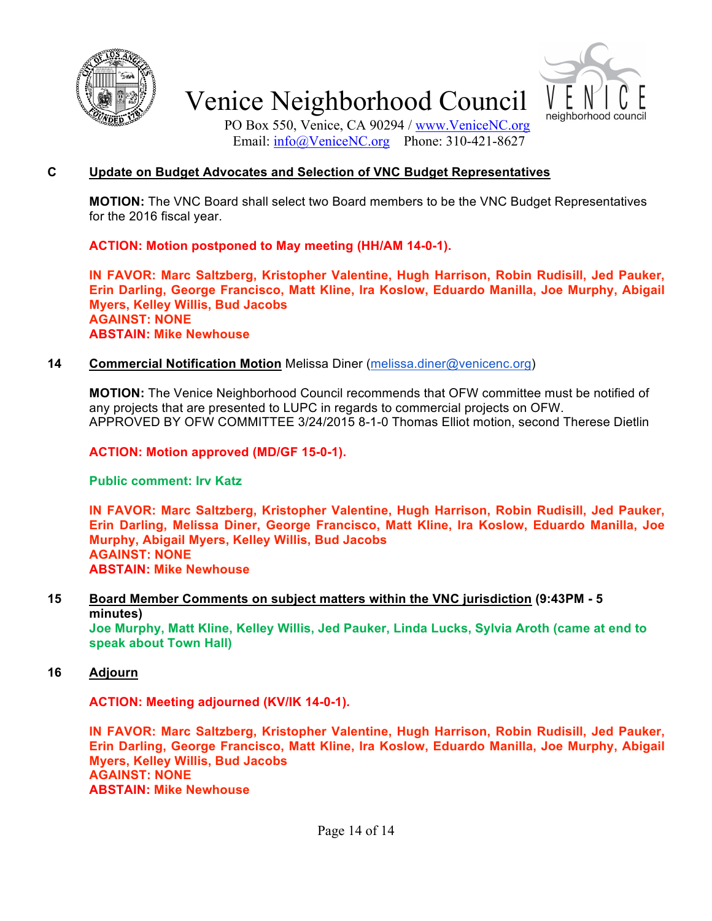# Venice Neighborhood Council

PO Box 550, Venice, CA 90294 / www.VeniceNC.org
Email: info@VeniceNC.org Phone: 310-421-8627

**C** **Update on Budget Advocates and Selection of VNC Budget Representatives**

**MOTION:** The VNC Board shall select two Board members to be the VNC Budget Representatives for the 2016 fiscal year.

**ACTION: Motion postponed to May meeting (HH/AM 14-0-1).**

**IN FAVOR: Marc Saltzberg, Kristopher Valentine, Hugh Harrison, Robin Rudisill, Jed Pauker, Erin Darling, George Francisco, Matt Kline, Ira Koslow, Eduardo Manilla, Joe Murphy, Abigail Myers, Kelley Willis, Bud Jacobs**
**AGAINST: NONE**
**ABSTAIN: Mike Newhouse**

**14** **Commercial Notification Motion** Melissa Diner (melissa.diner@venicenc.org)

**MOTION:** The Venice Neighborhood Council recommends that OFW committee must be notified of any projects that are presented to LUPC in regards to commercial projects on OFW.
APPROVED BY OFW COMMITTEE 3/24/2015 8-1-0 Thomas Elliot motion, second Therese Dietlin

**ACTION: Motion approved (MD/GF 15-0-1).**

**Public comment: Irv Katz**

**IN FAVOR: Marc Saltzberg, Kristopher Valentine, Hugh Harrison, Robin Rudisill, Jed Pauker, Erin Darling, Melissa Diner, George Francisco, Matt Kline, Ira Koslow, Eduardo Manilla, Joe Murphy, Abigail Myers, Kelley Willis, Bud Jacobs**
**AGAINST: NONE**
**ABSTAIN: Mike Newhouse**

**15** **Board Member Comments on subject matters within the VNC jurisdiction (9:43PM - 5 minutes)**
**Joe Murphy, Matt Kline, Kelley Willis, Jed Pauker, Linda Lucks, Sylvia Aroth (came at end to speak about Town Hall)**

**16** **Adjourn**

**ACTION: Meeting adjourned (KV/IK 14-0-1).**

**IN FAVOR: Marc Saltzberg, Kristopher Valentine, Hugh Harrison, Robin Rudisill, Jed Pauker, Erin Darling, George Francisco, Matt Kline, Ira Koslow, Eduardo Manilla, Joe Murphy, Abigail Myers, Kelley Willis, Bud Jacobs**
**AGAINST: NONE**
**ABSTAIN: Mike Newhouse**